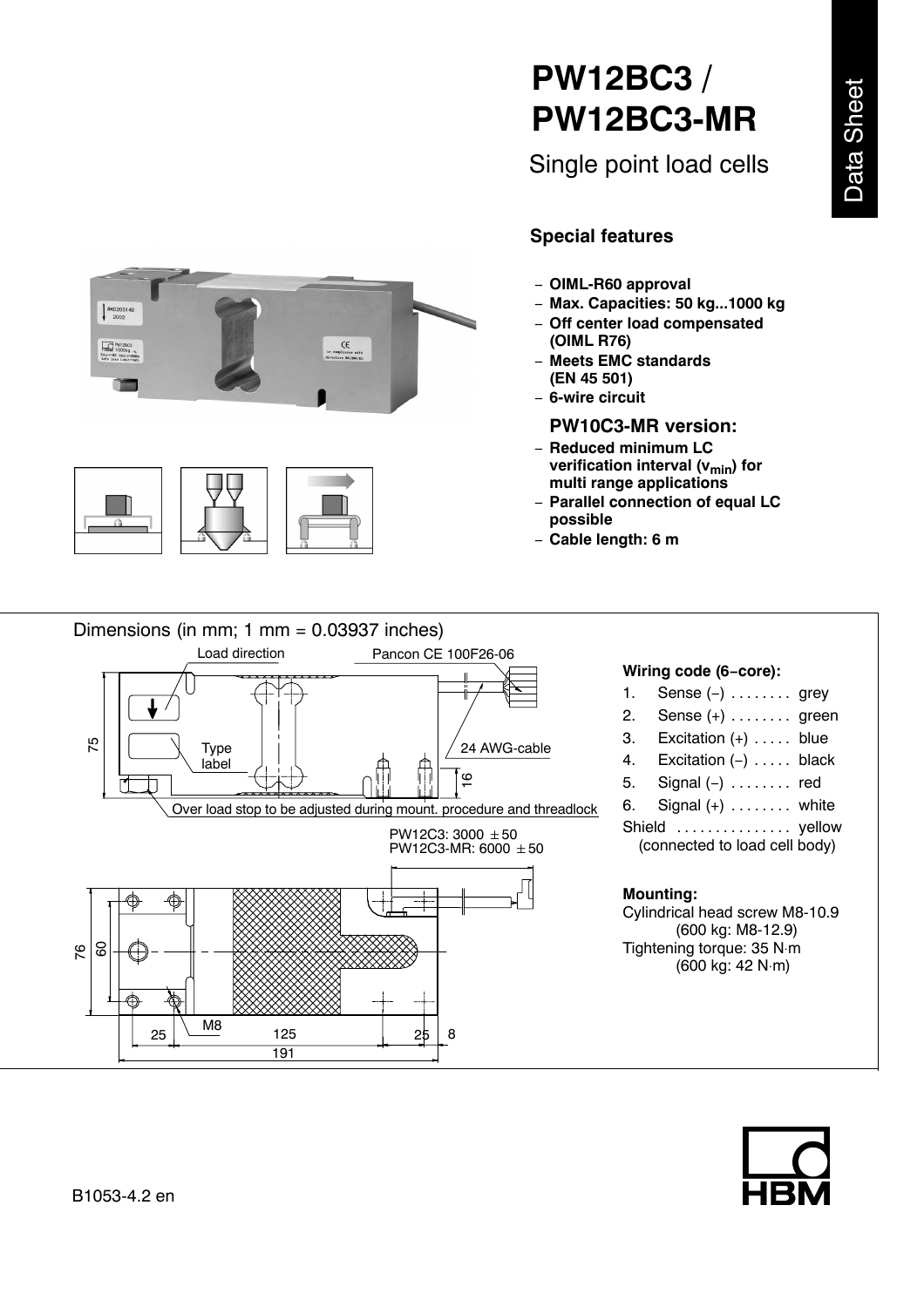# PW12BC3 / PW12BC3-MR

Single point load cells

Data Sheet

## Special features

- OIML-R60 approval
- Max. Capacities: 50 kg...1000 kg
- Off center load compensated (OIML R76)
- Meets EMC standards (EN 45 501)
- 6-wire circuit

**PW10C3-MR version:**

- Reduced minimum LC verification interval ($v_{min}$) for multi range applications
- Parallel connection of equal LC possible
- Cable length: 6 m

## Dimensions (in mm; 1 mm = 0.03937 inches)

Load direction

Pancon CE 100F26-06

24 AWG-cable

Type label

Over load stop to be adjusted during mount. procedure and threadlock

PW12C3: 3000 ± 50
PW12C3-MR: 6000 ± 50

75, 16, 76, 60, M8, 25, 125, 25, 8, 191

**Wiring code (6−core):**

1. Sense (−) ........ grey
2. Sense (+) ........ green
3. Excitation (+) ..... blue
4. Excitation (−) ..... black
5. Signal (−) ........ red
6. Signal (+) ........ white

Shield ............... yellow (connected to load cell body)

**Mounting:**

Cylindrical head screw M8-10.9 (600 kg: M8-12.9)
Tightening torque: 35 N·m (600 kg: 42 N·m)

B1053-4.2 en

HBM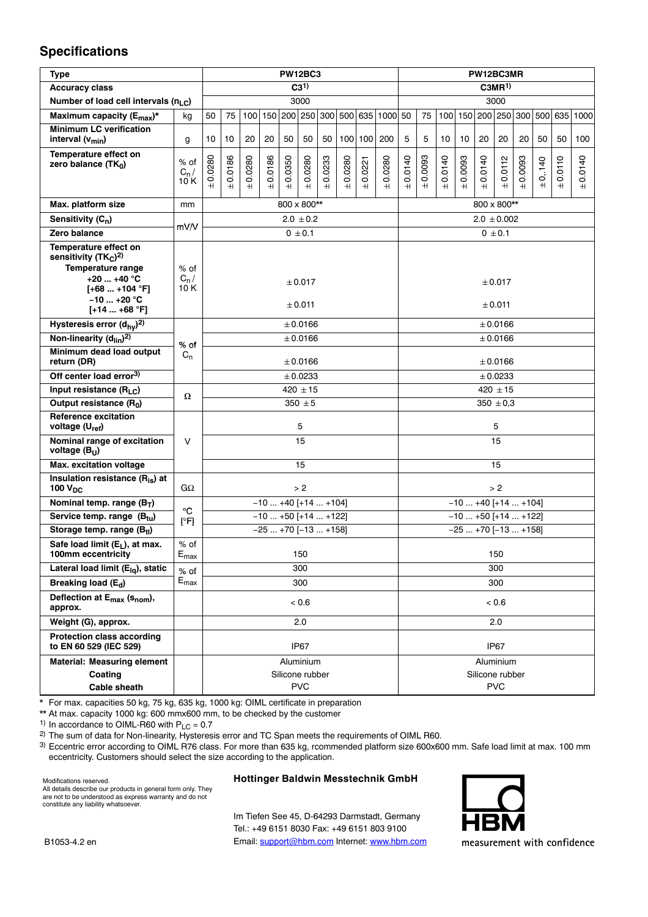## Specifications

| Type | | PW12BC3 | | | | | | | | | | PW12BC3MR | | | | | | | | | |
|---|---|---|---|---|---|---|---|---|---|---|---|---|---|---|---|---|---|---|---|---|---|
| Accuracy class | | C3 [1)] | | | | | | | | | | C3MR [1)] | | | | | | | | | |
| Number of load cell intervals ($n_{LC}$) | | 3000 | | | | | | | | | | 3000 | | | | | | | | | |
| Maximum capacity ($E_{max}$)* | kg | 50 | 75 | 100 | 150 | 200 | 250 | 300 | 500 | 635 | 1000 | 50 | 75 | 100 | 150 | 200 | 250 | 300 | 500 | 635 | 1000 |
| Minimum LC verification interval ($v_{min}$) | g | 10 | 10 | 20 | 20 | 50 | 50 | 50 | 100 | 100 | 200 | 5 | 5 | 10 | 10 | 20 | 20 | 20 | 50 | 50 | 100 |
| Temperature effect on zero balance ($TK_0$) | % of $C_n$ / 10 K | ±0.0280 | ±0.0186 | ±0.0280 | ±0.0186 | ±0.0350 | ±0.0280 | ±0.0233 | ±0.0280 | ±0.0221 | ±0.0280 | ±0.0140 | ±0.0093 | ±0.0140 | ±0.0093 | ±0.0140 | ±0.0112 | ±0.0093 | ±0..140 | ±0.0110 | ±0.0140 |
| Max. platform size | mm | 800 x 800** | | | | | | | | | | 800 x 800** | | | | | | | | | |
| Sensitivity ($C_n$) | mV/V | 2.0 ±0.2 | | | | | | | | | | 2.0 ±0.002 | | | | | | | | | |
| Zero balance | mV/V | 0 ±0.1 | | | | | | | | | | 0 ±0.1 | | | | | | | | | |
| Temperature effect on sensitivity ($TK_C$)[2)] Temperature range +20 ... +40 °C [+68 ... +104 °F] | % of $C_n$ / 10 K | ±0.017 | | | | | | | | | | ±0.017 | | | | | | | | | |
| −10 ... +20 °C [+14 ... +68 °F] | % of $C_n$ / 10 K | ±0.011 | | | | | | | | | | ±0.011 | | | | | | | | | |
| Hysteresis error ($d_{hy}$)[2)] | % of $C_n$ | ±0.0166 | | | | | | | | | | ±0.0166 | | | | | | | | | |
| Non-linearity ($d_{lin}$)[2)] | % of $C_n$ | ±0.0166 | | | | | | | | | | ±0.0166 | | | | | | | | | |
| Minimum dead load output return (DR) | % of $C_n$ | ±0.0166 | | | | | | | | | | ±0.0166 | | | | | | | | | |
| Off center load error[3)] | % of $C_n$ | ±0.0233 | | | | | | | | | | ±0.0233 | | | | | | | | | |
| Input resistance ($R_{LC}$) | Ω | 420 ±15 | | | | | | | | | | 420 ±15 | | | | | | | | | |
| Output resistance ($R_0$) | Ω | 350 ±5 | | | | | | | | | | 350 ±0,3 | | | | | | | | | |
| Reference excitation voltage ($U_{ref}$) | V | 5 | | | | | | | | | | 5 | | | | | | | | | |
| Nominal range of excitation voltage ($B_U$) | V | 15 | | | | | | | | | | 15 | | | | | | | | | |
| Max. excitation voltage | V | 15 | | | | | | | | | | 15 | | | | | | | | | |
| Insulation resistance ($R_{is}$) at 100 $V_{DC}$ | GΩ | > 2 | | | | | | | | | | > 2 | | | | | | | | | |
| Nominal temp. range ($B_T$) | °C [°F] | −10 ... +40 [+14 ... +104] | | | | | | | | | | −10 ... +40 [+14 ... +104] | | | | | | | | | |
| Service temp. range ($B_{tu}$) | °C [°F] | −10 ... +50 [+14 ... +122] | | | | | | | | | | −10 ... +50 [+14 ... +122] | | | | | | | | | |
| Storage temp. range ($B_{tl}$) | °C [°F] | −25 ... +70 [−13 ... +158] | | | | | | | | | | −25 ... +70 [−13 ... +158] | | | | | | | | | |
| Safe load limit ($E_L$), at max. 100mm eccentricity | % of $E_{max}$ | 150 | | | | | | | | | | 150 | | | | | | | | | |
| Lateral load limit ($E_{lq}$), static | % of $E_{max}$ | 300 | | | | | | | | | | 300 | | | | | | | | | |
| Breaking load ($E_d$) | % of $E_{max}$ | 300 | | | | | | | | | | 300 | | | | | | | | | |
| Deflection at $E_{max}$ ($s_{nom}$), approx. | | < 0.6 | | | | | | | | | | < 0.6 | | | | | | | | | |
| Weight (G), approx. | | 2.0 | | | | | | | | | | 2.0 | | | | | | | | | |
| Protection class according to EN 60 529 (IEC 529) | | IP67 | | | | | | | | | | IP67 | | | | | | | | | |
| Material: Measuring element | | Aluminium | | | | | | | | | | Aluminium | | | | | | | | | |
| Coating | | Silicone rubber | | | | | | | | | | Silicone rubber | | | | | | | | | |
| Cable sheath | | PVC | | | | | | | | | | PVC | | | | | | | | | |

\* For max. capacities 50 kg, 75 kg, 635 kg, 1000 kg: OIML certificate in preparation

** At max. capacity 1000 kg: 600 mmx600 mm, to be checked by the customer

1) In accordance to OIML-R60 with $P_{LC}$ = 0.7

2) The sum of data for Non-linearity, Hysteresis error and TC Span meets the requirements of OIML R60.

3) Eccentric error according to OIML R76 class. For more than 635 kg, rcommended platform size 600x600 mm. Safe load limit at max. 100 mm eccentricity. Customers should select the size according to the application.

Modifications reserved.
All details describe our products in general form only. They are not to be understood as express warranty and do not constitute any liability whatsoever.

**Hottinger Baldwin Messtechnik GmbH**

Im Tiefen See 45, D-64293 Darmstadt, Germany
Tel.: +49 6151 8030 Fax: +49 6151 803 9100
Email: support@hbm.com Internet: www.hbm.com

HBM
measurement with confidence

B1053-4.2 en